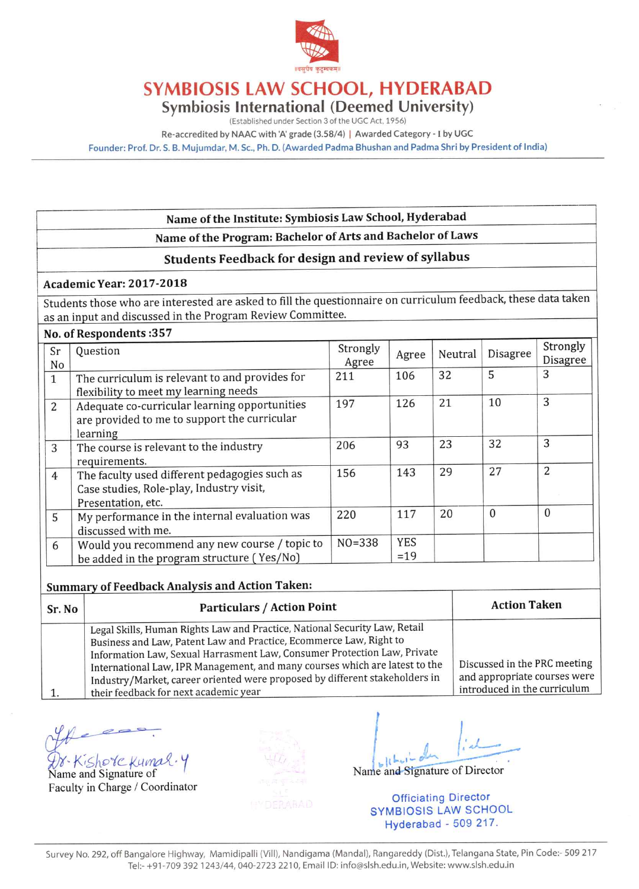# SYMBIOSIS LAW SCHOOL, HYDERABAD

## Symbiosis International (Deemed University)

(Established under Section 3 of the UGC Act, 1956)

Re-accredited by NAAC with 'A' grade (3.58/4) | Awarded Category - I by UGC

Founder: Prof. Dr. S. B. Mujumdar, M. Sc., Ph. D. (Awarded Padma Bhushan and Padma Shri by President of India)

**Name of the Institute: Symbiosis Law School, Hyderabad**

**Name of the Program: Bachelor of Arts and Bachelor of Laws**

**Students Feedback for design and review of syllabus**

**Academic Year: 2017-2018**

Students those who are interested are asked to fill the questionnaire on curriculum feedback, these data taken as an input and discussed in the Program Review Committee.

**No. of Respondents :357**

| Sr No | Question | Strongly Agree | Agree | Neutral | Disagree | Strongly Disagree |
|---|---|---|---|---|---|---|
| 1 | The curriculum is relevant to and provides for flexibility to meet my learning needs | 211 | 106 | 32 | 5 | 3 |
| 2 | Adequate co-curricular learning opportunities are provided to me to support the curricular learning | 197 | 126 | 21 | 10 | 3 |
| 3 | The course is relevant to the industry requirements. | 206 | 93 | 23 | 32 | 3 |
| 4 | The faculty used different pedagogies such as Case studies, Role-play, Industry visit, Presentation, etc. | 156 | 143 | 29 | 27 | 2 |
| 5 | My performance in the internal evaluation was discussed with me. | 220 | 117 | 20 | 0 | 0 |
| 6 | Would you recommend any new course / topic to be added in the program structure ( Yes/No) | NO=338 | YES =19 | | | |

**Summary of Feedback Analysis and Action Taken:**

| Sr. No | Particulars / Action Point | Action Taken |
|---|---|---|
| 1. | Legal Skills, Human Rights Law and Practice, National Security Law, Retail Business and Law, Patent Law and Practice, Ecommerce Law, Right to Information Law, Sexual Harrasment Law, Consumer Protection Law, Private International Law, IPR Management, and many courses which are latest to the Industry/Market, career oriented were proposed by different stakeholders in their feedback for next academic year | Discussed in the PRC meeting and appropriate courses were introduced in the curriculum |

Dr. Kishore Kumar. Y
Name and Signature of
Faculty in Charge / Coordinator

Name and Signature of Director

Officiating Director
SYMBIOSIS LAW SCHOOL
Hyderabad - 509 217.

Survey No. 292, off Bangalore Highway, Mamidipalli (Vill), Nandigama (Mandal), Rangareddy (Dist.), Telangana State, Pin Code:- 509 217
Tel:- +91-709 392 1243/44, 040-2723 2210, Email ID: info@slsh.edu.in, Website: www.slsh.edu.in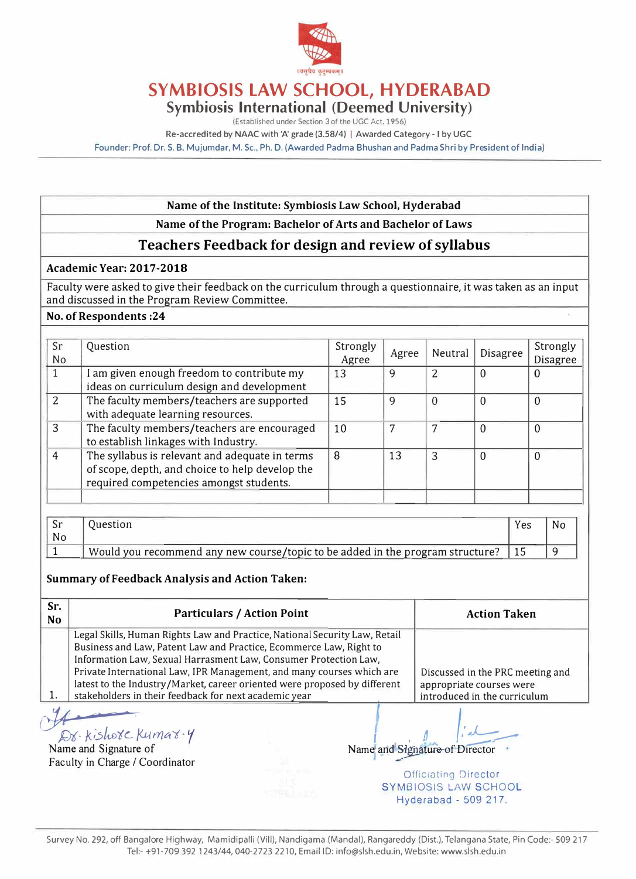# SYMBIOSIS LAW SCHOOL, HYDERABAD

## Symbiosis International (Deemed University)

(Established under Section 3 of the UGC Act, 1956)

Re-accredited by NAAC with 'A' grade (3.58/4) | Awarded Category - I by UGC

Founder: Prof. Dr. S. B. Mujumdar, M. Sc., Ph. D. (Awarded Padma Bhushan and Padma Shri by President of India)

---

**Name of the Institute: Symbiosis Law School, Hyderabad**

**Name of the Program: Bachelor of Arts and Bachelor of Laws**

## Teachers Feedback for design and review of syllabus

**Academic Year: 2017-2018**

Faculty were asked to give their feedback on the curriculum through a questionnaire, it was taken as an input and discussed in the Program Review Committee.

**No. of Respondents :24**

| Sr No | Question | Strongly Agree | Agree | Neutral | Disagree | Strongly Disagree |
|---|---|---|---|---|---|---|
| 1 | I am given enough freedom to contribute my ideas on curriculum design and development | 13 | 9 | 2 | 0 | 0 |
| 2 | The faculty members/teachers are supported with adequate learning resources. | 15 | 9 | 0 | 0 | 0 |
| 3 | The faculty members/teachers are encouraged to establish linkages with Industry. | 10 | 7 | 7 | 0 | 0 |
| 4 | The syllabus is relevant and adequate in terms of scope, depth, and choice to help develop the required competencies amongst students. | 8 | 13 | 3 | 0 | 0 |
| | | | | | | |

| Sr No | Question | Yes | No |
|---|---|---|---|
| 1 | Would you recommend any new course/topic to be added in the program structure? | 15 | 9 |

**Summary of Feedback Analysis and Action Taken:**

| Sr. No | Particulars / Action Point | Action Taken |
|---|---|---|
| 1. | Legal Skills, Human Rights Law and Practice, National Security Law, Retail Business and Law, Patent Law and Practice, Ecommerce Law, Right to Information Law, Sexual Harrasment Law, Consumer Protection Law, Private International Law, IPR Management, and many courses which are latest to the Industry/Market, career oriented were proposed by different stakeholders in their feedback for next academic year | Discussed in the PRC meeting and appropriate courses were introduced in the curriculum |

Dr. Kishore Kumar. Y

Name and Signature of Faculty in Charge / Coordinator

Name and Signature of Director

Officiating Director
SYMBIOSIS LAW SCHOOL
Hyderabad - 509 217.

---

Survey No. 292, off Bangalore Highway, Mamidipalli (Vill), Nandigama (Mandal), Rangareddy (Dist.), Telangana State, Pin Code:- 509 217
Tel:- +91-709 392 1243/44, 040-2723 2210, Email ID: info@slsh.edu.in, Website: www.slsh.edu.in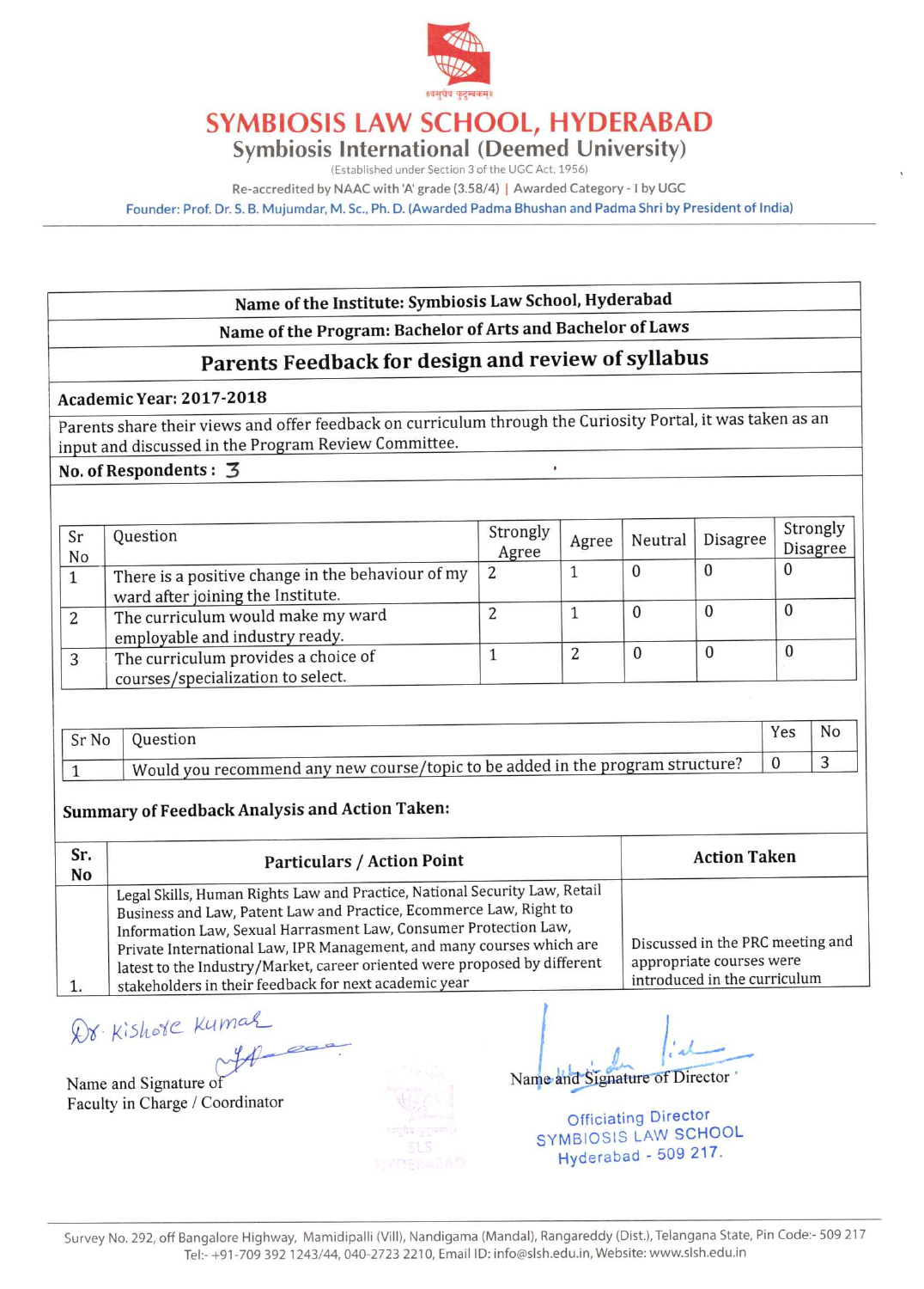# SYMBIOSIS LAW SCHOOL, HYDERABAD

**Symbiosis International (Deemed University)**

(Established under Section 3 of the UGC Act, 1956)

Re-accredited by NAAC with 'A' grade (3.58/4) | Awarded Category - I by UGC

Founder: Prof. Dr. S. B. Mujumdar, M. Sc., Ph. D. (Awarded Padma Bhushan and Padma Shri by President of India)

**Name of the Institute: Symbiosis Law School, Hyderabad**

**Name of the Program: Bachelor of Arts and Bachelor of Laws**

## Parents Feedback for design and review of syllabus

**Academic Year: 2017-2018**

Parents share their views and offer feedback on curriculum through the Curiosity Portal, it was taken as an input and discussed in the Program Review Committee.

**No. of Respondents :** 3

| Sr No | Question | Strongly Agree | Agree | Neutral | Disagree | Strongly Disagree |
|---|---|---|---|---|---|---|
| 1 | There is a positive change in the behaviour of my ward after joining the Institute. | 2 | 1 | 0 | 0 | 0 |
| 2 | The curriculum would make my ward employable and industry ready. | 2 | 1 | 0 | 0 | 0 |
| 3 | The curriculum provides a choice of courses/specialization to select. | 1 | 2 | 0 | 0 | 0 |

| Sr No | Question | Yes | No |
|---|---|---|---|
| 1 | Would you recommend any new course/topic to be added in the program structure? | 0 | 3 |

**Summary of Feedback Analysis and Action Taken:**

| Sr. No | Particulars / Action Point | Action Taken |
|---|---|---|
| 1. | Legal Skills, Human Rights Law and Practice, National Security Law, Retail Business and Law, Patent Law and Practice, Ecommerce Law, Right to Information Law, Sexual Harrasment Law, Consumer Protection Law, Private International Law, IPR Management, and many courses which are latest to the Industry/Market, career oriented were proposed by different stakeholders in their feedback for next academic year | Discussed in the PRC meeting and appropriate courses were introduced in the curriculum |

Dr. Kishore Kumar

Name and Signature of Faculty in Charge / Coordinator

Name and Signature of Director

Officiating Director
SYMBIOSIS LAW SCHOOL
Hyderabad - 509 217.

Survey No. 292, off Bangalore Highway, Mamidipalli (Vill), Nandigama (Mandal), Rangareddy (Dist.), Telangana State, Pin Code:- 509 217
Tel:- +91-709 392 1243/44, 040-2723 2210, Email ID: info@slsh.edu.in, Website: www.slsh.edu.in